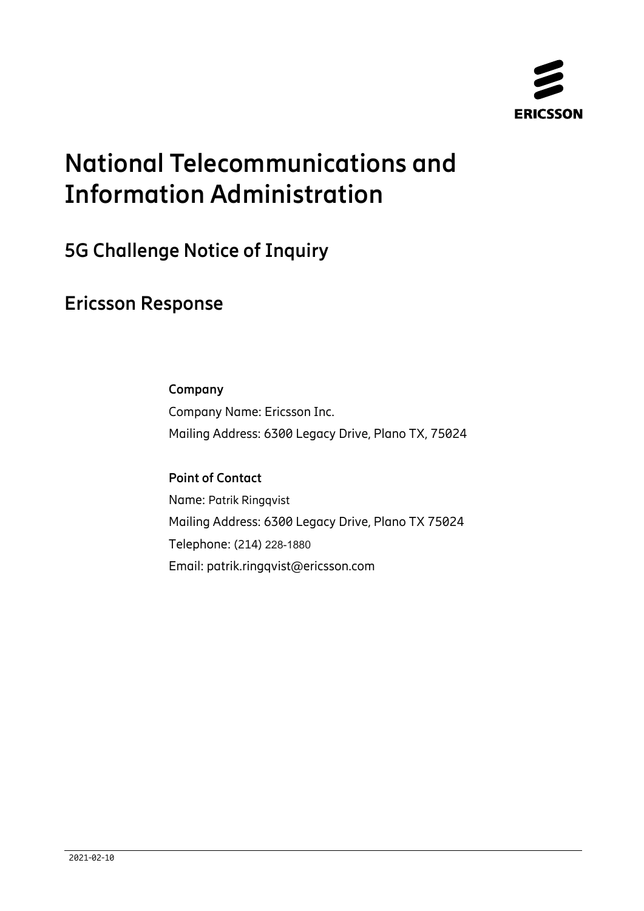ERICSSON

# National Telecommunications and Information Administration

## 5G Challenge Notice of Inquiry

## Ericsson Response

**Company**

Company Name: Ericsson Inc.

Mailing Address: 6300 Legacy Drive, Plano TX, 75024

**Point of Contact**

Name: Patrik Ringqvist

Mailing Address: 6300 Legacy Drive, Plano TX 75024

Telephone: (214) 228-1880

Email: patrik.ringqvist@ericsson.com

2021-02-10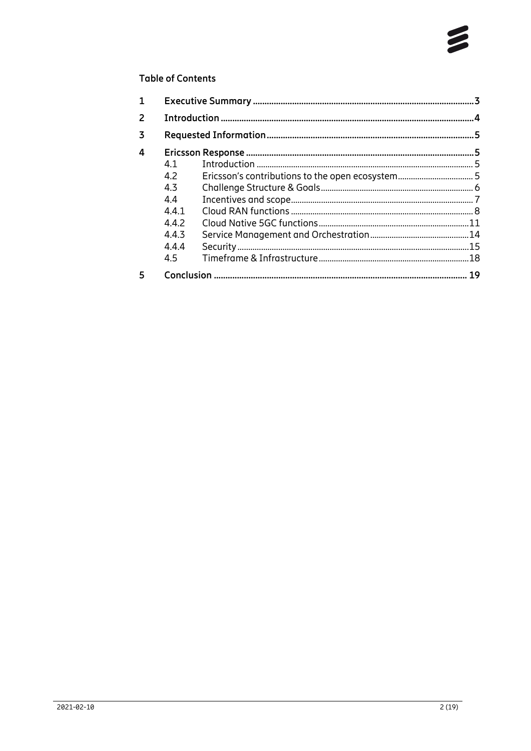**Table of Contents**

| | | | |
|---|---|---|---|
| **1** | **Executive Summary** | | **3** |
| **2** | **Introduction** | | **4** |
| **3** | **Requested Information** | | **5** |
| **4** | **Ericsson Response** | | **5** |
| | 4.1 | Introduction | 5 |
| | 4.2 | Ericsson's contributions to the open ecosystem | 5 |
| | 4.3 | Challenge Structure & Goals | 6 |
| | 4.4 | Incentives and scope | 7 |
| | 4.4.1 | Cloud RAN functions | 8 |
| | 4.4.2 | Cloud Native 5GC functions | 11 |
| | 4.4.3 | Service Management and Orchestration | 14 |
| | 4.4.4 | Security | 15 |
| | 4.5 | Timeframe & Infrastructure | 18 |
| **5** | **Conclusion** | | **19** |

2021-02-10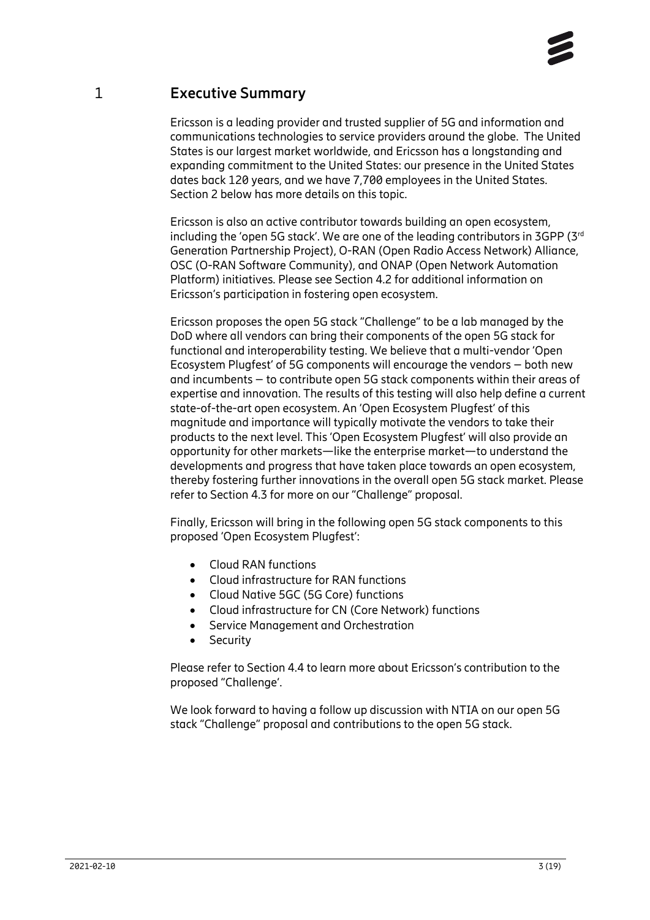# 1 Executive Summary

Ericsson is a leading provider and trusted supplier of 5G and information and communications technologies to service providers around the globe. The United States is our largest market worldwide, and Ericsson has a longstanding and expanding commitment to the United States: our presence in the United States dates back 120 years, and we have 7,700 employees in the United States. Section 2 below has more details on this topic.

Ericsson is also an active contributor towards building an open ecosystem, including the 'open 5G stack'. We are one of the leading contributors in 3GPP (3rd Generation Partnership Project), O-RAN (Open Radio Access Network) Alliance, OSC (O-RAN Software Community), and ONAP (Open Network Automation Platform) initiatives. Please see Section 4.2 for additional information on Ericsson's participation in fostering open ecosystem.

Ericsson proposes the open 5G stack "Challenge" to be a lab managed by the DoD where all vendors can bring their components of the open 5G stack for functional and interoperability testing. We believe that a multi-vendor 'Open Ecosystem Plugfest' of 5G components will encourage the vendors – both new and incumbents – to contribute open 5G stack components within their areas of expertise and innovation. The results of this testing will also help define a current state-of-the-art open ecosystem. An 'Open Ecosystem Plugfest' of this magnitude and importance will typically motivate the vendors to take their products to the next level. This 'Open Ecosystem Plugfest' will also provide an opportunity for other markets—like the enterprise market—to understand the developments and progress that have taken place towards an open ecosystem, thereby fostering further innovations in the overall open 5G stack market. Please refer to Section 4.3 for more on our "Challenge" proposal.

Finally, Ericsson will bring in the following open 5G stack components to this proposed 'Open Ecosystem Plugfest':

- Cloud RAN functions
- Cloud infrastructure for RAN functions
- Cloud Native 5GC (5G Core) functions
- Cloud infrastructure for CN (Core Network) functions
- Service Management and Orchestration
- Security

Please refer to Section 4.4 to learn more about Ericsson's contribution to the proposed "Challenge'.

We look forward to having a follow up discussion with NTIA on our open 5G stack "Challenge" proposal and contributions to the open 5G stack.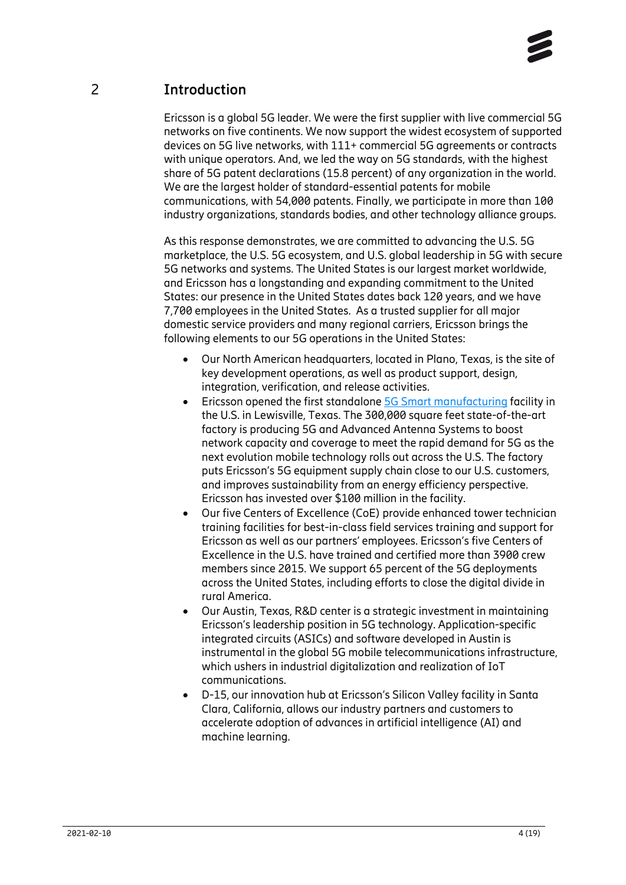## 2 Introduction

Ericsson is a global 5G leader. We were the first supplier with live commercial 5G networks on five continents. We now support the widest ecosystem of supported devices on 5G live networks, with 111+ commercial 5G agreements or contracts with unique operators. And, we led the way on 5G standards, with the highest share of 5G patent declarations (15.8 percent) of any organization in the world. We are the largest holder of standard-essential patents for mobile communications, with 54,000 patents. Finally, we participate in more than 100 industry organizations, standards bodies, and other technology alliance groups.

As this response demonstrates, we are committed to advancing the U.S. 5G marketplace, the U.S. 5G ecosystem, and U.S. global leadership in 5G with secure 5G networks and systems. The United States is our largest market worldwide, and Ericsson has a longstanding and expanding commitment to the United States: our presence in the United States dates back 120 years, and we have 7,700 employees in the United States. As a trusted supplier for all major domestic service providers and many regional carriers, Ericsson brings the following elements to our 5G operations in the United States:

- Our North American headquarters, located in Plano, Texas, is the site of key development operations, as well as product support, design, integration, verification, and release activities.
- Ericsson opened the first standalone 5G Smart manufacturing facility in the U.S. in Lewisville, Texas. The 300,000 square feet state-of-the-art factory is producing 5G and Advanced Antenna Systems to boost network capacity and coverage to meet the rapid demand for 5G as the next evolution mobile technology rolls out across the U.S. The factory puts Ericsson's 5G equipment supply chain close to our U.S. customers, and improves sustainability from an energy efficiency perspective. Ericsson has invested over $100 million in the facility.
- Our five Centers of Excellence (CoE) provide enhanced tower technician training facilities for best-in-class field services training and support for Ericsson as well as our partners' employees. Ericsson's five Centers of Excellence in the U.S. have trained and certified more than 3900 crew members since 2015. We support 65 percent of the 5G deployments across the United States, including efforts to close the digital divide in rural America.
- Our Austin, Texas, R&D center is a strategic investment in maintaining Ericsson's leadership position in 5G technology. Application-specific integrated circuits (ASICs) and software developed in Austin is instrumental in the global 5G mobile telecommunications infrastructure, which ushers in industrial digitalization and realization of IoT communications.
- D-15, our innovation hub at Ericsson's Silicon Valley facility in Santa Clara, California, allows our industry partners and customers to accelerate adoption of advances in artificial intelligence (AI) and machine learning.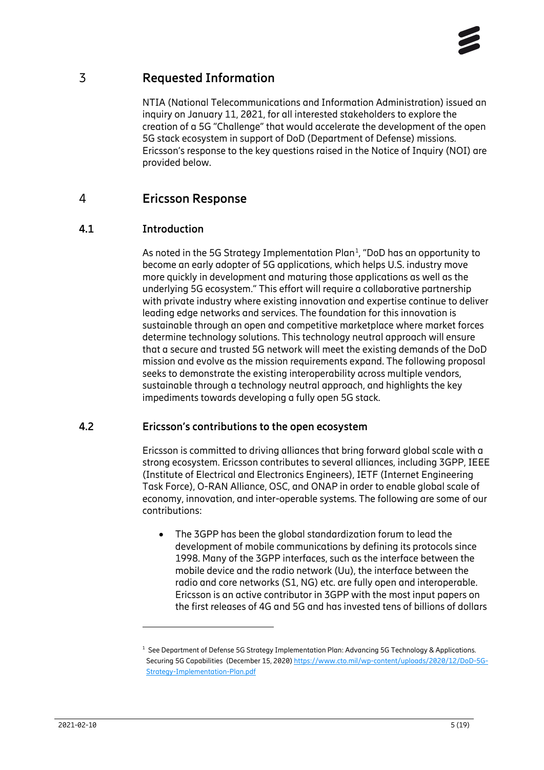# 3 Requested Information

NTIA (National Telecommunications and Information Administration) issued an inquiry on January 11, 2021, for all interested stakeholders to explore the creation of a 5G "Challenge" that would accelerate the development of the open 5G stack ecosystem in support of DoD (Department of Defense) missions. Ericsson's response to the key questions raised in the Notice of Inquiry (NOI) are provided below.

# 4 Ericsson Response

## 4.1 Introduction

As noted in the 5G Strategy Implementation Plan[1], "DoD has an opportunity to become an early adopter of 5G applications, which helps U.S. industry move more quickly in development and maturing those applications as well as the underlying 5G ecosystem." This effort will require a collaborative partnership with private industry where existing innovation and expertise continue to deliver leading edge networks and services. The foundation for this innovation is sustainable through an open and competitive marketplace where market forces determine technology solutions. This technology neutral approach will ensure that a secure and trusted 5G network will meet the existing demands of the DoD mission and evolve as the mission requirements expand. The following proposal seeks to demonstrate the existing interoperability across multiple vendors, sustainable through a technology neutral approach, and highlights the key impediments towards developing a fully open 5G stack.

## 4.2 Ericsson's contributions to the open ecosystem

Ericsson is committed to driving alliances that bring forward global scale with a strong ecosystem. Ericsson contributes to several alliances, including 3GPP, IEEE (Institute of Electrical and Electronics Engineers), IETF (Internet Engineering Task Force), O-RAN Alliance, OSC, and ONAP in order to enable global scale of economy, innovation, and inter-operable systems. The following are some of our contributions:

- The 3GPP has been the global standardization forum to lead the development of mobile communications by defining its protocols since 1998. Many of the 3GPP interfaces, such as the interface between the mobile device and the radio network (Uu), the interface between the radio and core networks (S1, NG) etc. are fully open and interoperable. Ericsson is an active contributor in 3GPP with the most input papers on the first releases of 4G and 5G and has invested tens of billions of dollars

---

[1] See Department of Defense 5G Strategy Implementation Plan: Advancing 5G Technology & Applications. Securing 5G Capabilities (December 15, 2020) https://www.cto.mil/wp-content/uploads/2020/12/DoD-5G-Strategy-Implementation-Plan.pdf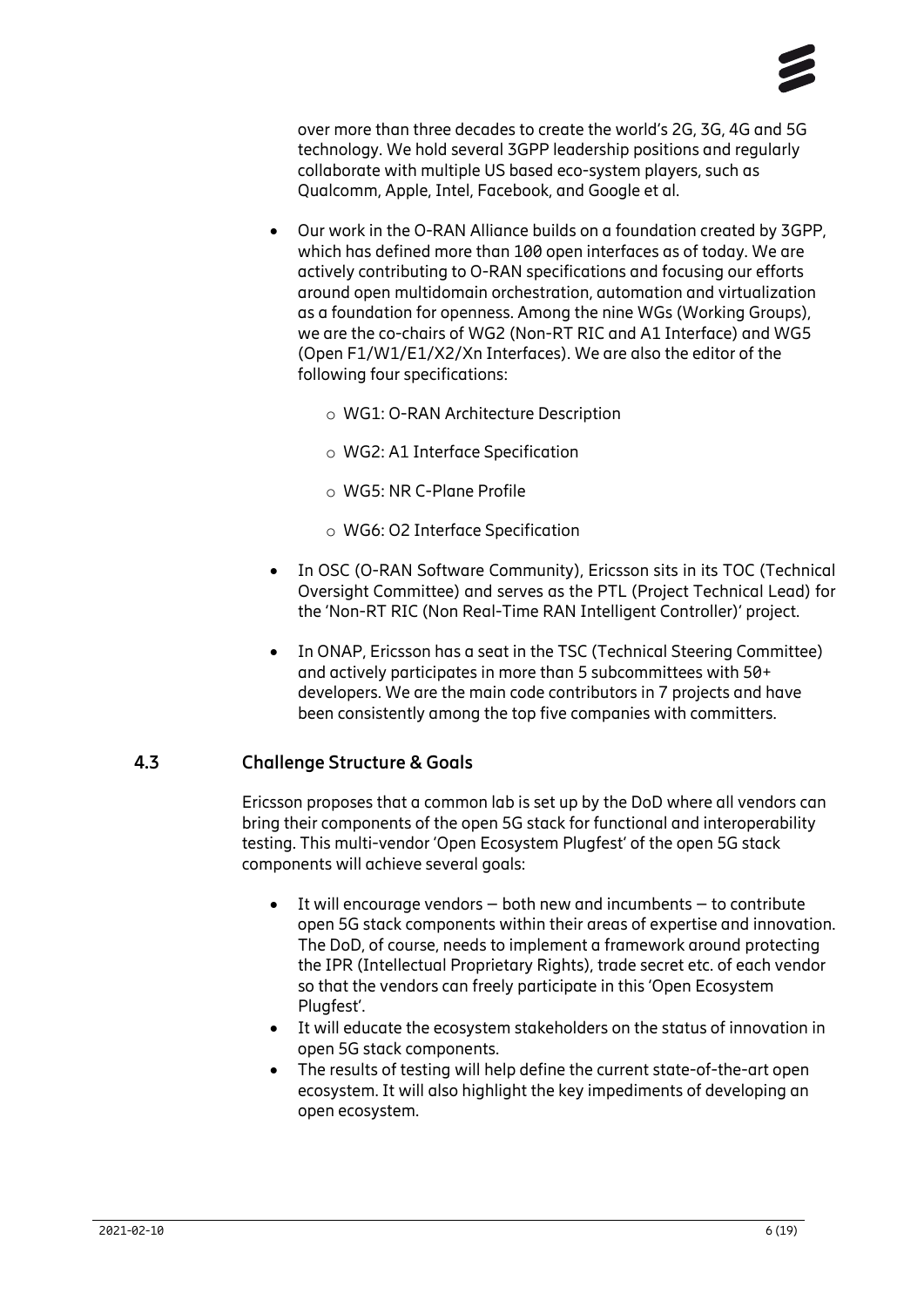over more than three decades to create the world's 2G, 3G, 4G and 5G technology. We hold several 3GPP leadership positions and regularly collaborate with multiple US based eco-system players, such as Qualcomm, Apple, Intel, Facebook, and Google et al.

- Our work in the O-RAN Alliance builds on a foundation created by 3GPP, which has defined more than 100 open interfaces as of today. We are actively contributing to O-RAN specifications and focusing our efforts around open multidomain orchestration, automation and virtualization as a foundation for openness. Among the nine WGs (Working Groups), we are the co-chairs of WG2 (Non-RT RIC and A1 Interface) and WG5 (Open F1/W1/E1/X2/Xn Interfaces). We are also the editor of the following four specifications:
  - WG1: O-RAN Architecture Description
  - WG2: A1 Interface Specification
  - WG5: NR C-Plane Profile
  - WG6: O2 Interface Specification
- In OSC (O-RAN Software Community), Ericsson sits in its TOC (Technical Oversight Committee) and serves as the PTL (Project Technical Lead) for the 'Non-RT RIC (Non Real-Time RAN Intelligent Controller)' project.
- In ONAP, Ericsson has a seat in the TSC (Technical Steering Committee) and actively participates in more than 5 subcommittees with 50+ developers. We are the main code contributors in 7 projects and have been consistently among the top five companies with committers.

## 4.3 Challenge Structure & Goals

Ericsson proposes that a common lab is set up by the DoD where all vendors can bring their components of the open 5G stack for functional and interoperability testing. This multi-vendor 'Open Ecosystem Plugfest' of the open 5G stack components will achieve several goals:

- It will encourage vendors – both new and incumbents – to contribute open 5G stack components within their areas of expertise and innovation. The DoD, of course, needs to implement a framework around protecting the IPR (Intellectual Proprietary Rights), trade secret etc. of each vendor so that the vendors can freely participate in this 'Open Ecosystem Plugfest'.
- It will educate the ecosystem stakeholders on the status of innovation in open 5G stack components.
- The results of testing will help define the current state-of-the-art open ecosystem. It will also highlight the key impediments of developing an open ecosystem.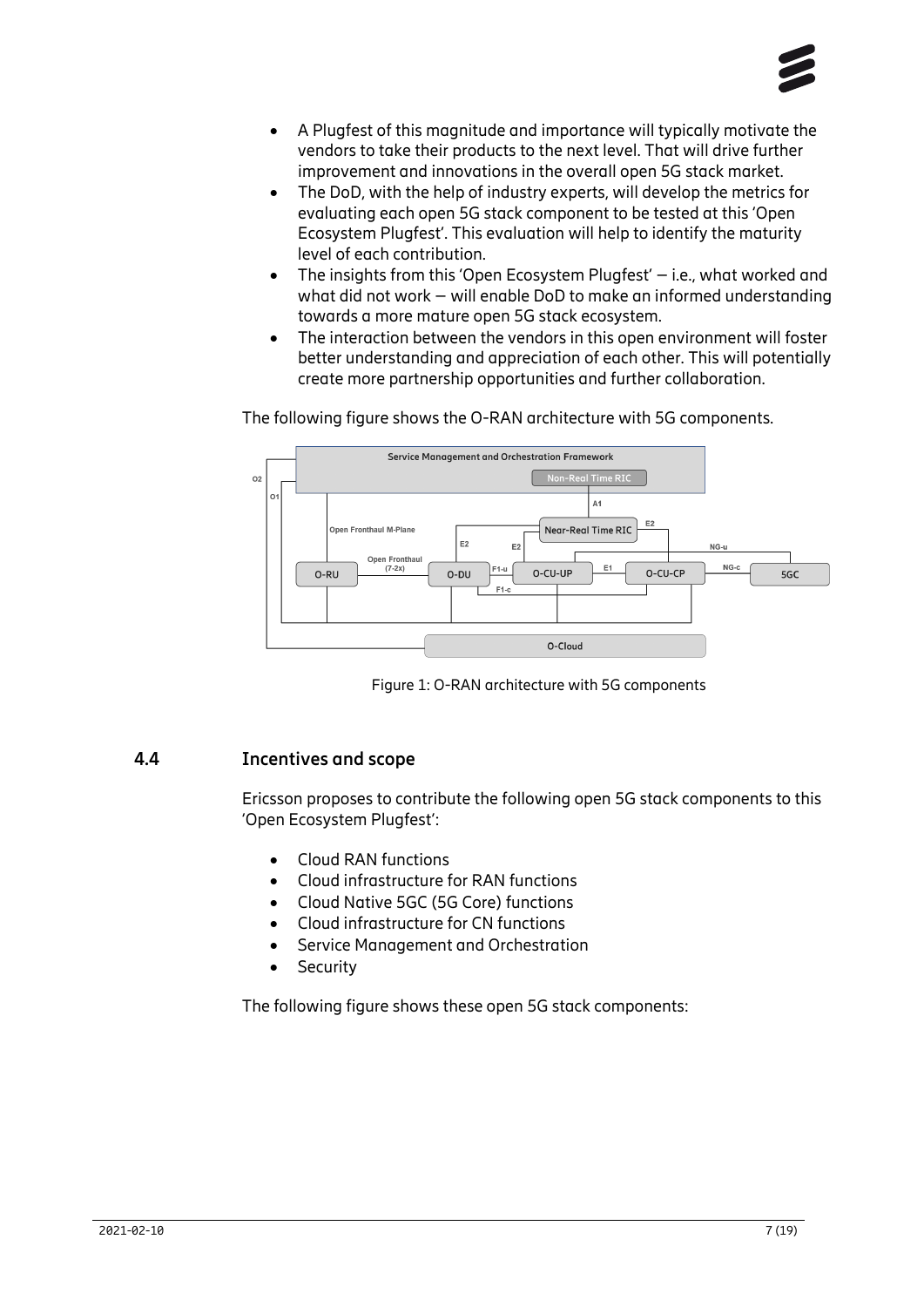- A Plugfest of this magnitude and importance will typically motivate the vendors to take their products to the next level. That will drive further improvement and innovations in the overall open 5G stack market.
- The DoD, with the help of industry experts, will develop the metrics for evaluating each open 5G stack component to be tested at this 'Open Ecosystem Plugfest'. This evaluation will help to identify the maturity level of each contribution.
- The insights from this 'Open Ecosystem Plugfest' – i.e., what worked and what did not work – will enable DoD to make an informed understanding towards a more mature open 5G stack ecosystem.
- The interaction between the vendors in this open environment will foster better understanding and appreciation of each other. This will potentially create more partnership opportunities and further collaboration.

The following figure shows the O-RAN architecture with 5G components.

Figure 1: O-RAN architecture with 5G components

## 4.4 Incentives and scope

Ericsson proposes to contribute the following open 5G stack components to this 'Open Ecosystem Plugfest':

- Cloud RAN functions
- Cloud infrastructure for RAN functions
- Cloud Native 5GC (5G Core) functions
- Cloud infrastructure for CN functions
- Service Management and Orchestration
- Security

The following figure shows these open 5G stack components: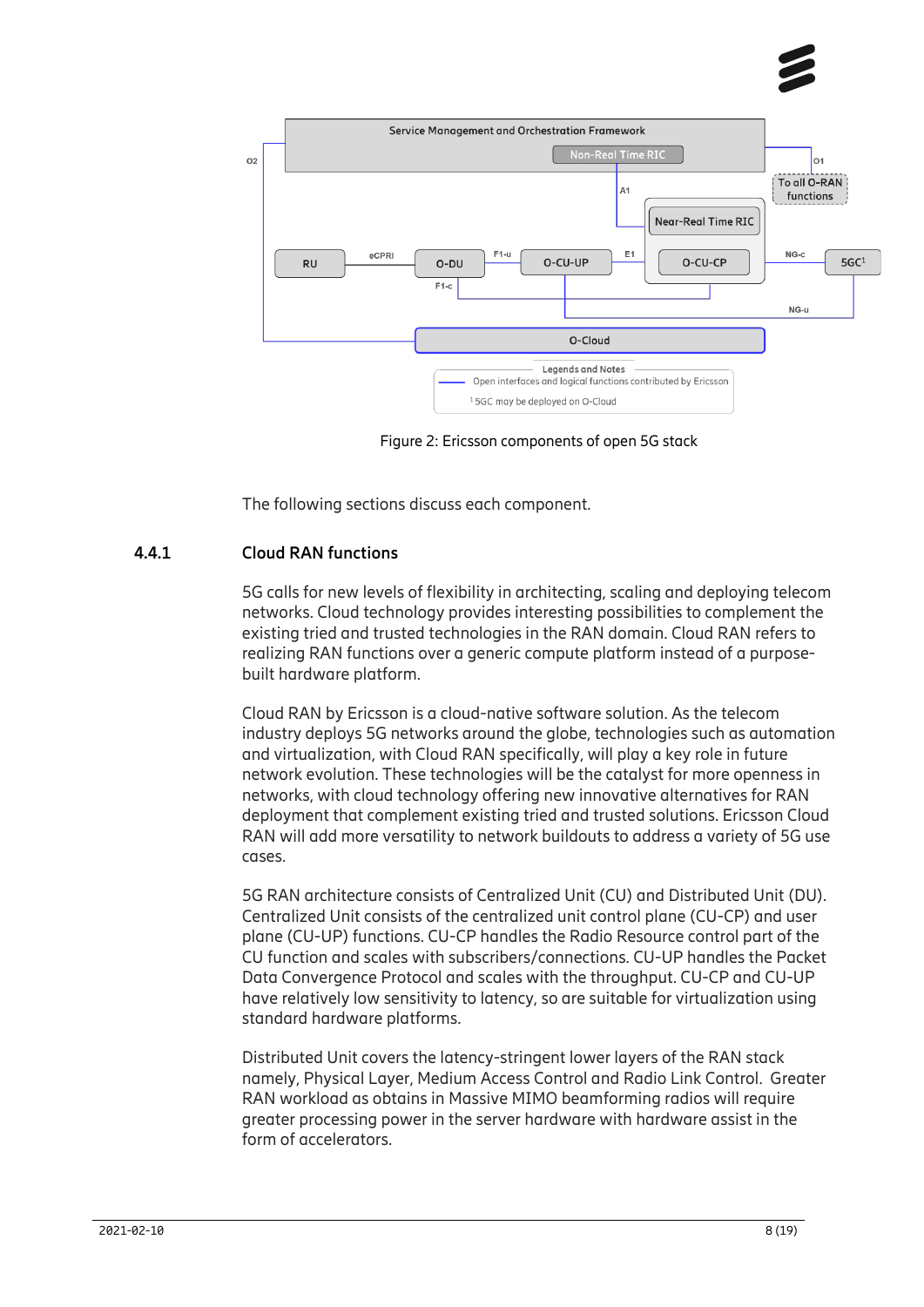Figure 2: Ericsson components of open 5G stack

The following sections discuss each component.

### 4.4.1 Cloud RAN functions

5G calls for new levels of flexibility in architecting, scaling and deploying telecom networks. Cloud technology provides interesting possibilities to complement the existing tried and trusted technologies in the RAN domain. Cloud RAN refers to realizing RAN functions over a generic compute platform instead of a purpose-built hardware platform.

Cloud RAN by Ericsson is a cloud-native software solution. As the telecom industry deploys 5G networks around the globe, technologies such as automation and virtualization, with Cloud RAN specifically, will play a key role in future network evolution. These technologies will be the catalyst for more openness in networks, with cloud technology offering new innovative alternatives for RAN deployment that complement existing tried and trusted solutions. Ericsson Cloud RAN will add more versatility to network buildouts to address a variety of 5G use cases.

5G RAN architecture consists of Centralized Unit (CU) and Distributed Unit (DU). Centralized Unit consists of the centralized unit control plane (CU-CP) and user plane (CU-UP) functions. CU-CP handles the Radio Resource control part of the CU function and scales with subscribers/connections. CU-UP handles the Packet Data Convergence Protocol and scales with the throughput. CU-CP and CU-UP have relatively low sensitivity to latency, so are suitable for virtualization using standard hardware platforms.

Distributed Unit covers the latency-stringent lower layers of the RAN stack namely, Physical Layer, Medium Access Control and Radio Link Control. Greater RAN workload as obtains in Massive MIMO beamforming radios will require greater processing power in the server hardware with hardware assist in the form of accelerators.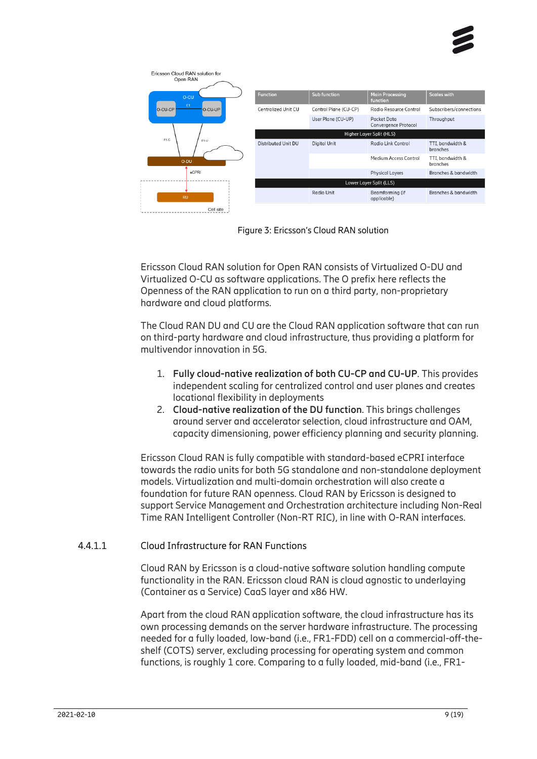Ericsson Cloud RAN solution for Open RAN

| Function | Sub function | Main Processing function | Scales with |
|---|---|---|---|
| Centralized Unit CU | Control Plane (CU-CP) | Radio Resource Control | Subscribers/connections |
| | User Plane (CU-UP) | Packet Data Convergence Protocol | Throughput |
| Higher Layer Split (HLS) | | | |
| Distributed Unit DU | Digital Unit | Radio Link Control | TTI, bandwidth & branches |
| | | Medium Access Control | TTI, bandwidth & branches |
| | | Physical Layers | Branches & bandwidth |
| Lower Layer Split (LLS) | | | |
| | Radio Unit | Beamforming (if applicable) | Branches & bandwidth |

Figure 3: Ericsson's Cloud RAN solution

Ericsson Cloud RAN solution for Open RAN consists of Virtualized O-DU and Virtualized O-CU as software applications. The O prefix here reflects the Openness of the RAN application to run on a third party, non-proprietary hardware and cloud platforms.

The Cloud RAN DU and CU are the Cloud RAN application software that can run on third-party hardware and cloud infrastructure, thus providing a platform for multivendor innovation in 5G.

1. **Fully cloud-native realization of both CU-CP and CU-UP**. This provides independent scaling for centralized control and user planes and creates locational flexibility in deployments
2. **Cloud-native realization of the DU function**. This brings challenges around server and accelerator selection, cloud infrastructure and OAM, capacity dimensioning, power efficiency planning and security planning.

Ericsson Cloud RAN is fully compatible with standard-based eCPRI interface towards the radio units for both 5G standalone and non-standalone deployment models. Virtualization and multi-domain orchestration will also create a foundation for future RAN openness. Cloud RAN by Ericsson is designed to support Service Management and Orchestration architecture including Non-Real Time RAN Intelligent Controller (Non-RT RIC), in line with O-RAN interfaces.

#### 4.4.1.1 Cloud Infrastructure for RAN Functions

Cloud RAN by Ericsson is a cloud-native software solution handling compute functionality in the RAN. Ericsson cloud RAN is cloud agnostic to underlaying (Container as a Service) CaaS layer and x86 HW.

Apart from the cloud RAN application software, the cloud infrastructure has its own processing demands on the server hardware infrastructure. The processing needed for a fully loaded, low-band (i.e., FR1-FDD) cell on a commercial-off-the-shelf (COTS) server, excluding processing for operating system and common functions, is roughly 1 core. Comparing to a fully loaded, mid-band (i.e., FR1-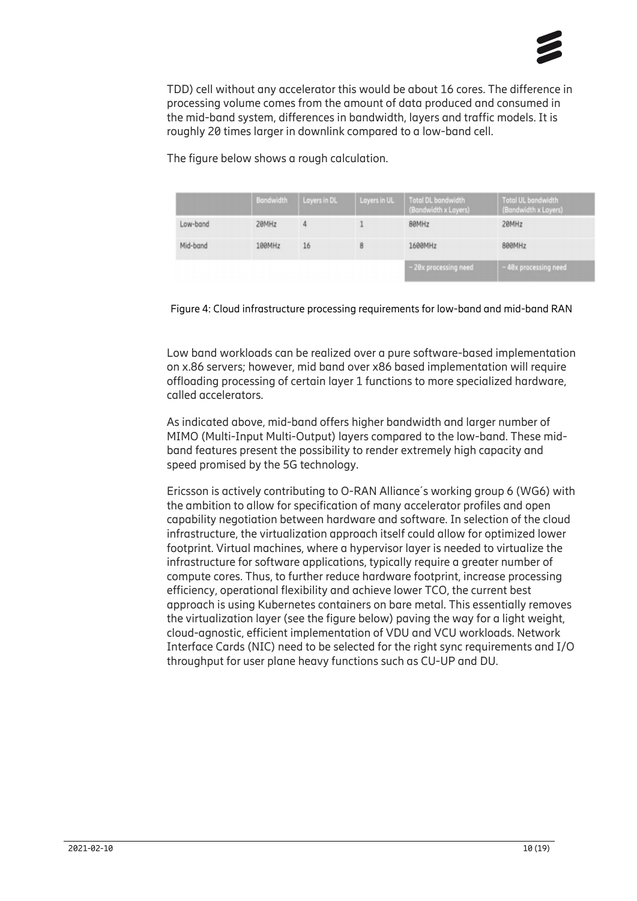TDD) cell without any accelerator this would be about 16 cores. The difference in processing volume comes from the amount of data produced and consumed in the mid-band system, differences in bandwidth, layers and traffic models. It is roughly 20 times larger in downlink compared to a low-band cell.

The figure below shows a rough calculation.

| | Bandwidth | Layers in DL | Layers in UL | Total DL bandwidth (Bandwidth x Layers) | Total UL bandwidth (Bandwidth x Layers) |
|---|---|---|---|---|---|
| Low-band | 20MHz | 4 | 1 | 80MHz | 20MHz |
| Mid-band | 100MHz | 16 | 8 | 1600MHz | 800MHz |
| | | | | ~ 20x processing need | ~ 40x processing need |

Figure 4: Cloud infrastructure processing requirements for low-band and mid-band RAN

Low band workloads can be realized over a pure software-based implementation on x.86 servers; however, mid band over x86 based implementation will require offloading processing of certain layer 1 functions to more specialized hardware, called accelerators.

As indicated above, mid-band offers higher bandwidth and larger number of MIMO (Multi-Input Multi-Output) layers compared to the low-band. These mid-band features present the possibility to render extremely high capacity and speed promised by the 5G technology.

Ericsson is actively contributing to O-RAN Alliance´s working group 6 (WG6) with the ambition to allow for specification of many accelerator profiles and open capability negotiation between hardware and software. In selection of the cloud infrastructure, the virtualization approach itself could allow for optimized lower footprint. Virtual machines, where a hypervisor layer is needed to virtualize the infrastructure for software applications, typically require a greater number of compute cores. Thus, to further reduce hardware footprint, increase processing efficiency, operational flexibility and achieve lower TCO, the current best approach is using Kubernetes containers on bare metal. This essentially removes the virtualization layer (see the figure below) paving the way for a light weight, cloud-agnostic, efficient implementation of VDU and VCU workloads. Network Interface Cards (NIC) need to be selected for the right sync requirements and I/O throughput for user plane heavy functions such as CU-UP and DU.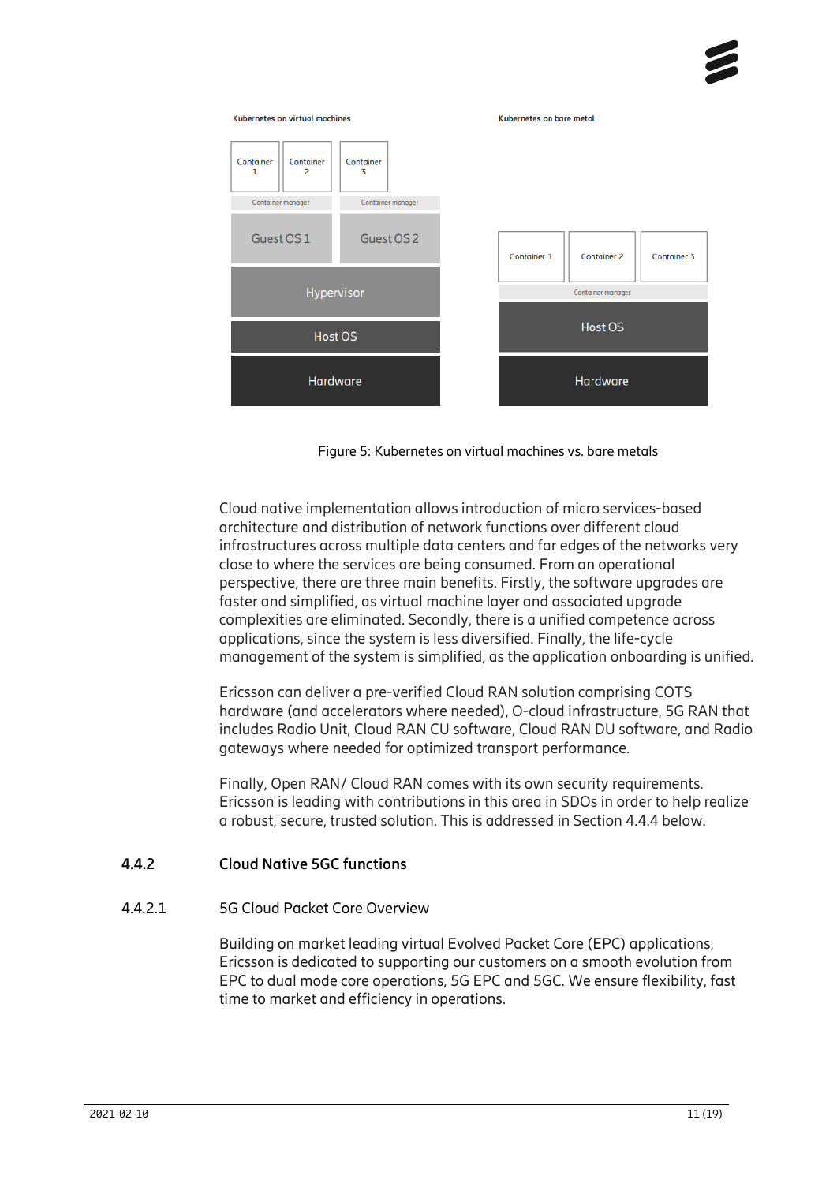Figure 5: Kubernetes on virtual machines vs. bare metals

Cloud native implementation allows introduction of micro services-based architecture and distribution of network functions over different cloud infrastructures across multiple data centers and far edges of the networks very close to where the services are being consumed. From an operational perspective, there are three main benefits. Firstly, the software upgrades are faster and simplified, as virtual machine layer and associated upgrade complexities are eliminated. Secondly, there is a unified competence across applications, since the system is less diversified. Finally, the life-cycle management of the system is simplified, as the application onboarding is unified.

Ericsson can deliver a pre-verified Cloud RAN solution comprising COTS hardware (and accelerators where needed), O-cloud infrastructure, 5G RAN that includes Radio Unit, Cloud RAN CU software, Cloud RAN DU software, and Radio gateways where needed for optimized transport performance.

Finally, Open RAN/ Cloud RAN comes with its own security requirements. Ericsson is leading with contributions in this area in SDOs in order to help realize a robust, secure, trusted solution. This is addressed in Section 4.4.4 below.

### 4.4.2 Cloud Native 5GC functions

#### 4.4.2.1 5G Cloud Packet Core Overview

Building on market leading virtual Evolved Packet Core (EPC) applications, Ericsson is dedicated to supporting our customers on a smooth evolution from EPC to dual mode core operations, 5G EPC and 5GC. We ensure flexibility, fast time to market and efficiency in operations.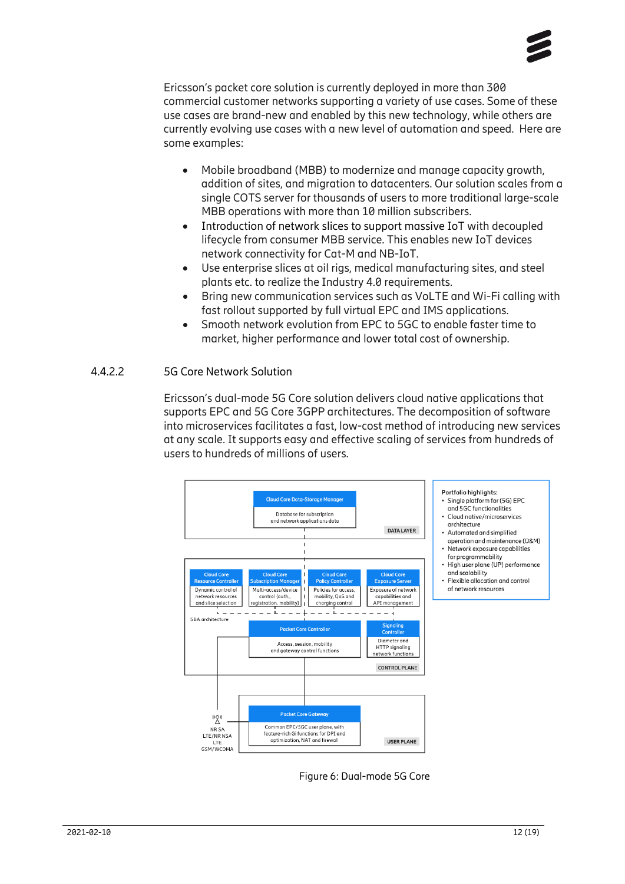Ericsson's packet core solution is currently deployed in more than 300 commercial customer networks supporting a variety of use cases. Some of these use cases are brand-new and enabled by this new technology, while others are currently evolving use cases with a new level of automation and speed. Here are some examples:

- Mobile broadband (MBB) to modernize and manage capacity growth, addition of sites, and migration to datacenters. Our solution scales from a single COTS server for thousands of users to more traditional large-scale MBB operations with more than 10 million subscribers.
- Introduction of network slices to support massive IoT with decoupled lifecycle from consumer MBB service. This enables new IoT devices network connectivity for Cat-M and NB-IoT.
- Use enterprise slices at oil rigs, medical manufacturing sites, and steel plants etc. to realize the Industry 4.0 requirements.
- Bring new communication services such as VoLTE and Wi-Fi calling with fast rollout supported by full virtual EPC and IMS applications.
- Smooth network evolution from EPC to 5GC to enable faster time to market, higher performance and lower total cost of ownership.

### 4.4.2.2 5G Core Network Solution

Ericsson's dual-mode 5G Core solution delivers cloud native applications that supports EPC and 5G Core 3GPP architectures. The decomposition of software into microservices facilitates a fast, low-cost method of introducing new services at any scale. It supports easy and effective scaling of services from hundreds of users to hundreds of millions of users.

Cloud Core Data-Storage Manager: Database for subscription and network applications data — DATA LAYER

Cloud Core Resource Controller: Dynamic control of network resources and slice selection
Cloud Core Subscription Manager: Multi-access/device control (auth., registration, mobility)
Cloud Core Policy Controller: Policies for access, mobility, QoS and charging control
Cloud Core Exposure Server: Exposure of network capabilities and API management
SBA architecture
Packet Core Controller: Access, session, mobility and gateway control functions
Signaling Controller: Diameter and HTTP signaling network functions
CONTROL PLANE

Packet Core Gateway: Common EPC/5GC user plane, with feature-rich Gi functions for DPI and optimization, NAT and firewall — USER PLANE

NR SA, LTE/NR NSA, LTE, GSM/WCDMA

Portfolio highlights:
- Single platform for (5G) EPC and 5GC functionalities
- Cloud native/microservices architecture
- Automated and simplified operation and maintenance (O&M)
- Network exposure capabilities for programmability
- High user plane (UP) performance and scalability
- Flexible allocation and control of network resources

Figure 6: Dual-mode 5G Core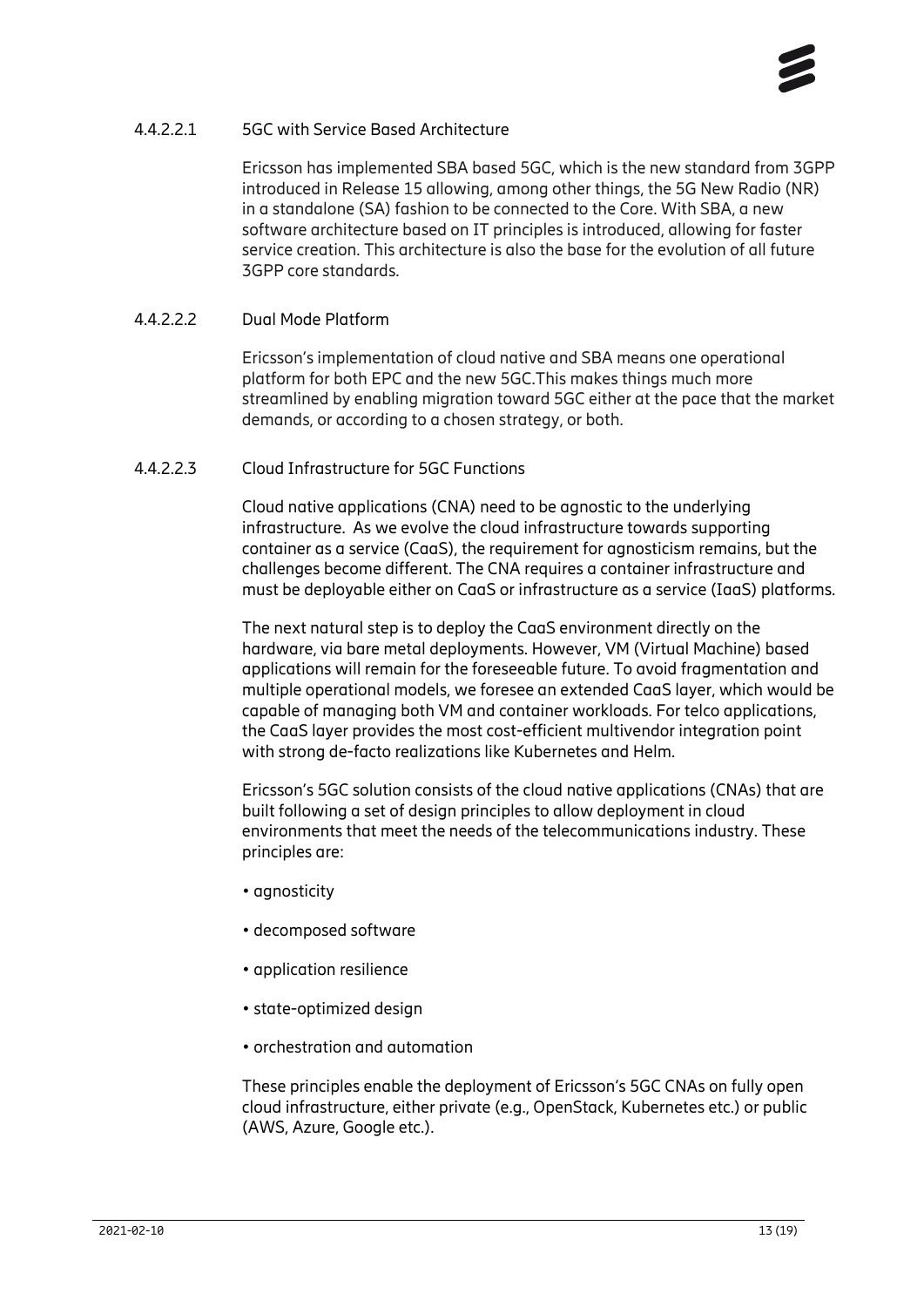#### 4.4.2.2.1 5GC with Service Based Architecture

Ericsson has implemented SBA based 5GC, which is the new standard from 3GPP introduced in Release 15 allowing, among other things, the 5G New Radio (NR) in a standalone (SA) fashion to be connected to the Core. With SBA, a new software architecture based on IT principles is introduced, allowing for faster service creation. This architecture is also the base for the evolution of all future 3GPP core standards.

#### 4.4.2.2.2 Dual Mode Platform

Ericsson's implementation of cloud native and SBA means one operational platform for both EPC and the new 5GC.This makes things much more streamlined by enabling migration toward 5GC either at the pace that the market demands, or according to a chosen strategy, or both.

#### 4.4.2.2.3 Cloud Infrastructure for 5GC Functions

Cloud native applications (CNA) need to be agnostic to the underlying infrastructure. As we evolve the cloud infrastructure towards supporting container as a service (CaaS), the requirement for agnosticism remains, but the challenges become different. The CNA requires a container infrastructure and must be deployable either on CaaS or infrastructure as a service (IaaS) platforms.

The next natural step is to deploy the CaaS environment directly on the hardware, via bare metal deployments. However, VM (Virtual Machine) based applications will remain for the foreseeable future. To avoid fragmentation and multiple operational models, we foresee an extended CaaS layer, which would be capable of managing both VM and container workloads. For telco applications, the CaaS layer provides the most cost-efficient multivendor integration point with strong de-facto realizations like Kubernetes and Helm.

Ericsson's 5GC solution consists of the cloud native applications (CNAs) that are built following a set of design principles to allow deployment in cloud environments that meet the needs of the telecommunications industry. These principles are:

- agnosticity
- decomposed software
- application resilience
- state-optimized design
- orchestration and automation

These principles enable the deployment of Ericsson's 5GC CNAs on fully open cloud infrastructure, either private (e.g., OpenStack, Kubernetes etc.) or public (AWS, Azure, Google etc.).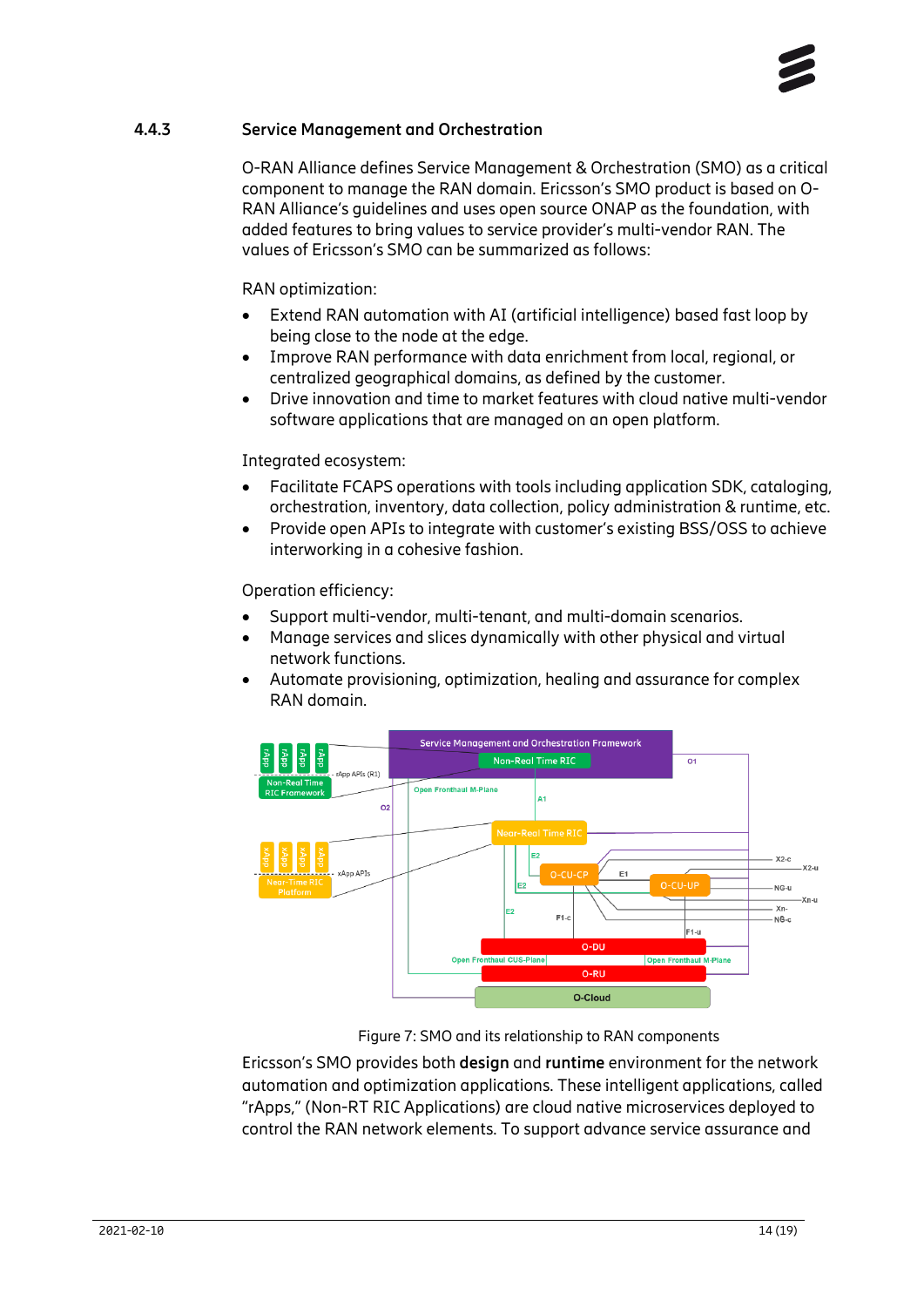### 4.4.3 Service Management and Orchestration

O-RAN Alliance defines Service Management & Orchestration (SMO) as a critical component to manage the RAN domain. Ericsson's SMO product is based on O-RAN Alliance's guidelines and uses open source ONAP as the foundation, with added features to bring values to service provider's multi-vendor RAN. The values of Ericsson's SMO can be summarized as follows:

RAN optimization:

- Extend RAN automation with AI (artificial intelligence) based fast loop by being close to the node at the edge.
- Improve RAN performance with data enrichment from local, regional, or centralized geographical domains, as defined by the customer.
- Drive innovation and time to market features with cloud native multi-vendor software applications that are managed on an open platform.

Integrated ecosystem:

- Facilitate FCAPS operations with tools including application SDK, cataloging, orchestration, inventory, data collection, policy administration & runtime, etc.
- Provide open APIs to integrate with customer's existing BSS/OSS to achieve interworking in a cohesive fashion.

Operation efficiency:

- Support multi-vendor, multi-tenant, and multi-domain scenarios.
- Manage services and slices dynamically with other physical and virtual network functions.
- Automate provisioning, optimization, healing and assurance for complex RAN domain.

Figure 7: SMO and its relationship to RAN components

Ericsson's SMO provides both **design** and **runtime** environment for the network automation and optimization applications. These intelligent applications, called "rApps," (Non-RT RIC Applications) are cloud native microservices deployed to control the RAN network elements. To support advance service assurance and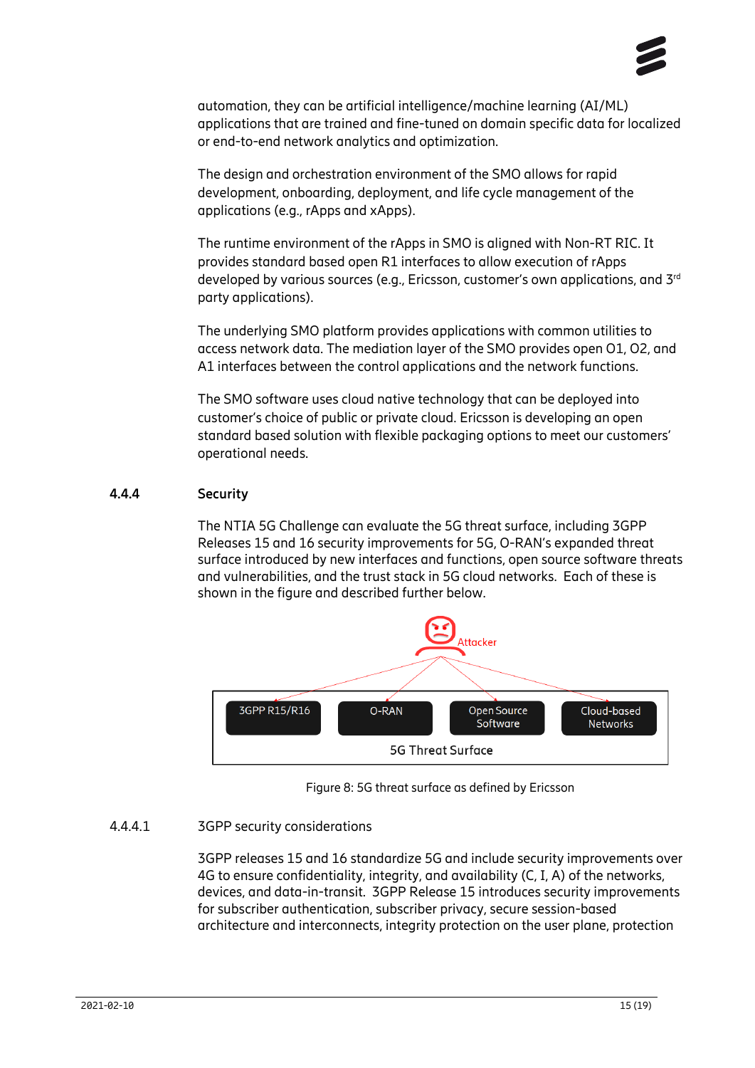automation, they can be artificial intelligence/machine learning (AI/ML) applications that are trained and fine-tuned on domain specific data for localized or end-to-end network analytics and optimization.

The design and orchestration environment of the SMO allows for rapid development, onboarding, deployment, and life cycle management of the applications (e.g., rApps and xApps).

The runtime environment of the rApps in SMO is aligned with Non-RT RIC. It provides standard based open R1 interfaces to allow execution of rApps developed by various sources (e.g., Ericsson, customer's own applications, and 3rd party applications).

The underlying SMO platform provides applications with common utilities to access network data. The mediation layer of the SMO provides open O1, O2, and A1 interfaces between the control applications and the network functions.

The SMO software uses cloud native technology that can be deployed into customer's choice of public or private cloud. Ericsson is developing an open standard based solution with flexible packaging options to meet our customers' operational needs.

### 4.4.4 Security

The NTIA 5G Challenge can evaluate the 5G threat surface, including 3GPP Releases 15 and 16 security improvements for 5G, O-RAN's expanded threat surface introduced by new interfaces and functions, open source software threats and vulnerabilities, and the trust stack in 5G cloud networks. Each of these is shown in the figure and described further below.

Attacker

3GPP R15/R16 | O-RAN | Open Source Software | Cloud-based Networks

5G Threat Surface

Figure 8: 5G threat surface as defined by Ericsson

#### 4.4.4.1 3GPP security considerations

3GPP releases 15 and 16 standardize 5G and include security improvements over 4G to ensure confidentiality, integrity, and availability (C, I, A) of the networks, devices, and data-in-transit. 3GPP Release 15 introduces security improvements for subscriber authentication, subscriber privacy, secure session-based architecture and interconnects, integrity protection on the user plane, protection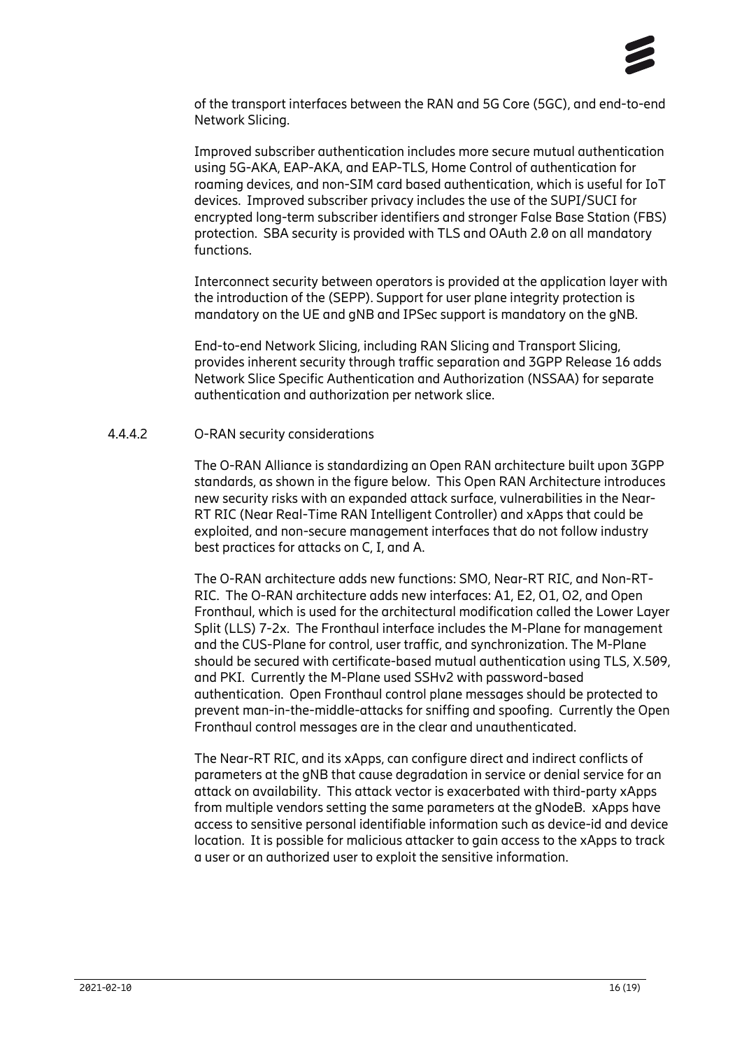of the transport interfaces between the RAN and 5G Core (5GC), and end-to-end Network Slicing.

Improved subscriber authentication includes more secure mutual authentication using 5G-AKA, EAP-AKA, and EAP-TLS, Home Control of authentication for roaming devices, and non-SIM card based authentication, which is useful for IoT devices. Improved subscriber privacy includes the use of the SUPI/SUCI for encrypted long-term subscriber identifiers and stronger False Base Station (FBS) protection. SBA security is provided with TLS and OAuth 2.0 on all mandatory functions.

Interconnect security between operators is provided at the application layer with the introduction of the (SEPP). Support for user plane integrity protection is mandatory on the UE and gNB and IPSec support is mandatory on the gNB.

End-to-end Network Slicing, including RAN Slicing and Transport Slicing, provides inherent security through traffic separation and 3GPP Release 16 adds Network Slice Specific Authentication and Authorization (NSSAA) for separate authentication and authorization per network slice.

#### 4.4.4.2 O-RAN security considerations

The O-RAN Alliance is standardizing an Open RAN architecture built upon 3GPP standards, as shown in the figure below. This Open RAN Architecture introduces new security risks with an expanded attack surface, vulnerabilities in the Near-RT RIC (Near Real-Time RAN Intelligent Controller) and xApps that could be exploited, and non-secure management interfaces that do not follow industry best practices for attacks on C, I, and A.

The O-RAN architecture adds new functions: SMO, Near-RT RIC, and Non-RT-RIC. The O-RAN architecture adds new interfaces: A1, E2, O1, O2, and Open Fronthaul, which is used for the architectural modification called the Lower Layer Split (LLS) 7-2x. The Fronthaul interface includes the M-Plane for management and the CUS-Plane for control, user traffic, and synchronization. The M-Plane should be secured with certificate-based mutual authentication using TLS, X.509, and PKI. Currently the M-Plane used SSHv2 with password-based authentication. Open Fronthaul control plane messages should be protected to prevent man-in-the-middle-attacks for sniffing and spoofing. Currently the Open Fronthaul control messages are in the clear and unauthenticated.

The Near-RT RIC, and its xApps, can configure direct and indirect conflicts of parameters at the gNB that cause degradation in service or denial service for an attack on availability. This attack vector is exacerbated with third-party xApps from multiple vendors setting the same parameters at the gNodeB. xApps have access to sensitive personal identifiable information such as device-id and device location. It is possible for malicious attacker to gain access to the xApps to track a user or an authorized user to exploit the sensitive information.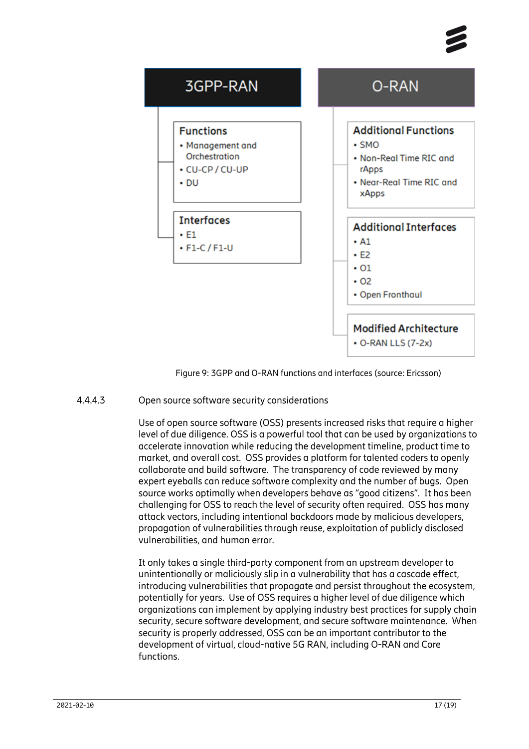**3GPP-RAN**

**Functions**
- Management and Orchestration
- CU-CP / CU-UP
- DU

**Interfaces**
- E1
- F1-C / F1-U

**O-RAN**

**Additional Functions**
- SMO
- Non-Real Time RIC and rApps
- Near-Real Time RIC and xApps

**Additional Interfaces**
- A1
- E2
- O1
- O2
- Open Fronthaul

**Modified Architecture**
- O-RAN LLS (7-2x)

Figure 9: 3GPP and O-RAN functions and interfaces (source: Ericsson)

#### 4.4.4.3 Open source software security considerations

Use of open source software (OSS) presents increased risks that require a higher level of due diligence. OSS is a powerful tool that can be used by organizations to accelerate innovation while reducing the development timeline, product time to market, and overall cost. OSS provides a platform for talented coders to openly collaborate and build software. The transparency of code reviewed by many expert eyeballs can reduce software complexity and the number of bugs. Open source works optimally when developers behave as "good citizens". It has been challenging for OSS to reach the level of security often required. OSS has many attack vectors, including intentional backdoors made by malicious developers, propagation of vulnerabilities through reuse, exploitation of publicly disclosed vulnerabilities, and human error.

It only takes a single third-party component from an upstream developer to unintentionally or maliciously slip in a vulnerability that has a cascade effect, introducing vulnerabilities that propagate and persist throughout the ecosystem, potentially for years. Use of OSS requires a higher level of due diligence which organizations can implement by applying industry best practices for supply chain security, secure software development, and secure software maintenance. When security is properly addressed, OSS can be an important contributor to the development of virtual, cloud-native 5G RAN, including O-RAN and Core functions.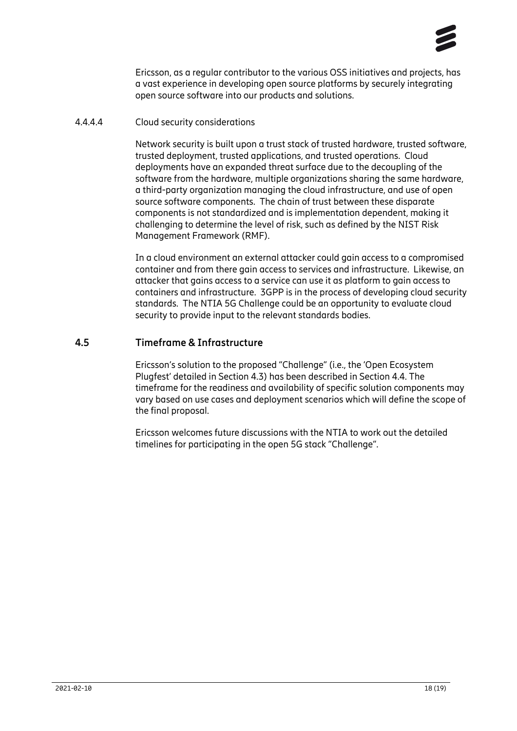Ericsson, as a regular contributor to the various OSS initiatives and projects, has a vast experience in developing open source platforms by securely integrating open source software into our products and solutions.

#### 4.4.4.4 Cloud security considerations

Network security is built upon a trust stack of trusted hardware, trusted software, trusted deployment, trusted applications, and trusted operations. Cloud deployments have an expanded threat surface due to the decoupling of the software from the hardware, multiple organizations sharing the same hardware, a third-party organization managing the cloud infrastructure, and use of open source software components. The chain of trust between these disparate components is not standardized and is implementation dependent, making it challenging to determine the level of risk, such as defined by the NIST Risk Management Framework (RMF).

In a cloud environment an external attacker could gain access to a compromised container and from there gain access to services and infrastructure. Likewise, an attacker that gains access to a service can use it as platform to gain access to containers and infrastructure. 3GPP is in the process of developing cloud security standards. The NTIA 5G Challenge could be an opportunity to evaluate cloud security to provide input to the relevant standards bodies.

## 4.5 Timeframe & Infrastructure

Ericsson's solution to the proposed "Challenge" (i.e., the 'Open Ecosystem Plugfest' detailed in Section 4.3) has been described in Section 4.4. The timeframe for the readiness and availability of specific solution components may vary based on use cases and deployment scenarios which will define the scope of the final proposal.

Ericsson welcomes future discussions with the NTIA to work out the detailed timelines for participating in the open 5G stack "Challenge".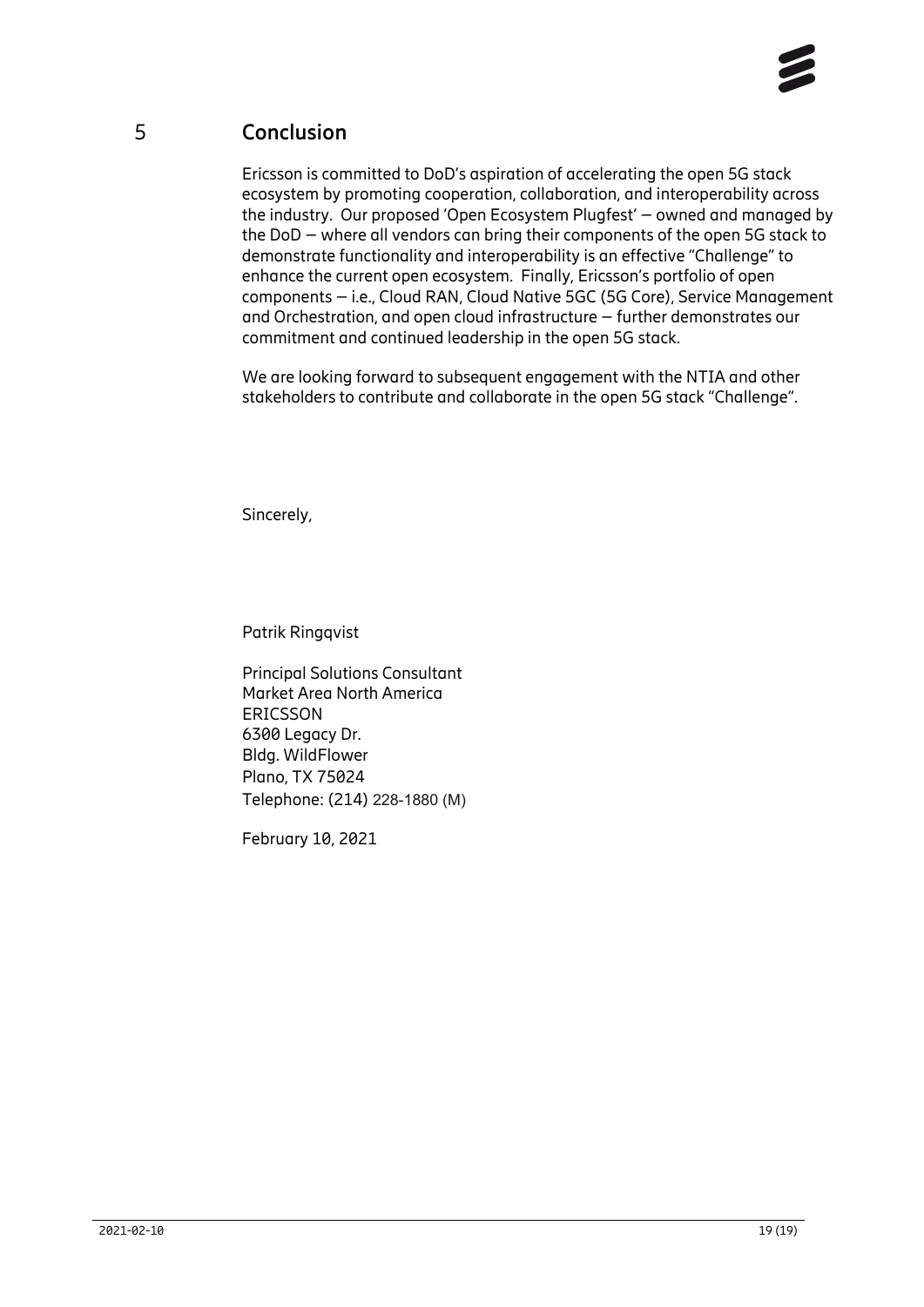# 5 Conclusion

Ericsson is committed to DoD's aspiration of accelerating the open 5G stack ecosystem by promoting cooperation, collaboration, and interoperability across the industry. Our proposed 'Open Ecosystem Plugfest' – owned and managed by the DoD – where all vendors can bring their components of the open 5G stack to demonstrate functionality and interoperability is an effective "Challenge" to enhance the current open ecosystem. Finally, Ericsson's portfolio of open components – i.e., Cloud RAN, Cloud Native 5GC (5G Core), Service Management and Orchestration, and open cloud infrastructure – further demonstrates our commitment and continued leadership in the open 5G stack.

We are looking forward to subsequent engagement with the NTIA and other stakeholders to contribute and collaborate in the open 5G stack "Challenge".

Sincerely,

Patrik Ringqvist

Principal Solutions Consultant
Market Area North America
ERICSSON
6300 Legacy Dr.
Bldg. WildFlower
Plano, TX 75024
Telephone: (214) 228-1880 (M)

February 10, 2021